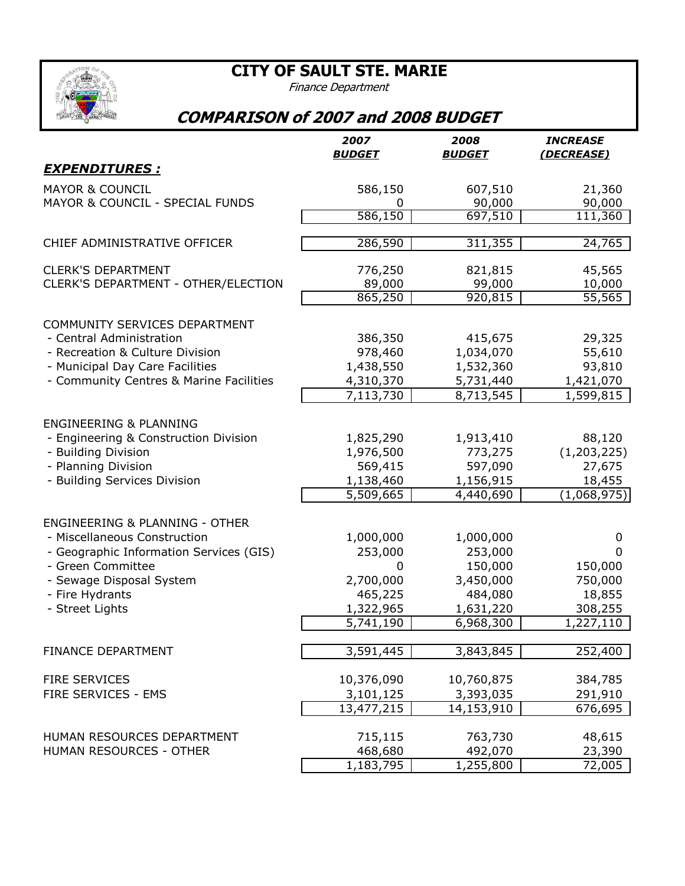# CITY OF SAULT STE. MARIE

*Finance Department*

## COMPARISON of 2007 and 2008 BUDGET

| | 2007 BUDGET | 2008 BUDGET | INCREASE (DECREASE) |
|---|---|---|---|
| ***EXPENDITURES :*** | | | |
| MAYOR & COUNCIL | 586,150 | 607,510 | 21,360 |
| MAYOR & COUNCIL - SPECIAL FUNDS | 0 | 90,000 | 90,000 |
| | 586,150 | 697,510 | 111,360 |
| CHIEF ADMINISTRATIVE OFFICER | 286,590 | 311,355 | 24,765 |
| CLERK'S DEPARTMENT | 776,250 | 821,815 | 45,565 |
| CLERK'S DEPARTMENT - OTHER/ELECTION | 89,000 | 99,000 | 10,000 |
| | 865,250 | 920,815 | 55,565 |
| COMMUNITY SERVICES DEPARTMENT | | | |
| - Central Administration | 386,350 | 415,675 | 29,325 |
| - Recreation & Culture Division | 978,460 | 1,034,070 | 55,610 |
| - Municipal Day Care Facilities | 1,438,550 | 1,532,360 | 93,810 |
| - Community Centres & Marine Facilities | 4,310,370 | 5,731,440 | 1,421,070 |
| | 7,113,730 | 8,713,545 | 1,599,815 |
| ENGINEERING & PLANNING | | | |
| - Engineering & Construction Division | 1,825,290 | 1,913,410 | 88,120 |
| - Building Division | 1,976,500 | 773,275 | (1,203,225) |
| - Planning Division | 569,415 | 597,090 | 27,675 |
| - Building Services Division | 1,138,460 | 1,156,915 | 18,455 |
| | 5,509,665 | 4,440,690 | (1,068,975) |
| ENGINEERING & PLANNING - OTHER | | | |
| - Miscellaneous Construction | 1,000,000 | 1,000,000 | 0 |
| - Geographic Information Services (GIS) | 253,000 | 253,000 | 0 |
| - Green Committee | 0 | 150,000 | 150,000 |
| - Sewage Disposal System | 2,700,000 | 3,450,000 | 750,000 |
| - Fire Hydrants | 465,225 | 484,080 | 18,855 |
| - Street Lights | 1,322,965 | 1,631,220 | 308,255 |
| | 5,741,190 | 6,968,300 | 1,227,110 |
| FINANCE DEPARTMENT | 3,591,445 | 3,843,845 | 252,400 |
| FIRE SERVICES | 10,376,090 | 10,760,875 | 384,785 |
| FIRE SERVICES - EMS | 3,101,125 | 3,393,035 | 291,910 |
| | 13,477,215 | 14,153,910 | 676,695 |
| HUMAN RESOURCES DEPARTMENT | 715,115 | 763,730 | 48,615 |
| HUMAN RESOURCES - OTHER | 468,680 | 492,070 | 23,390 |
| | 1,183,795 | 1,255,800 | 72,005 |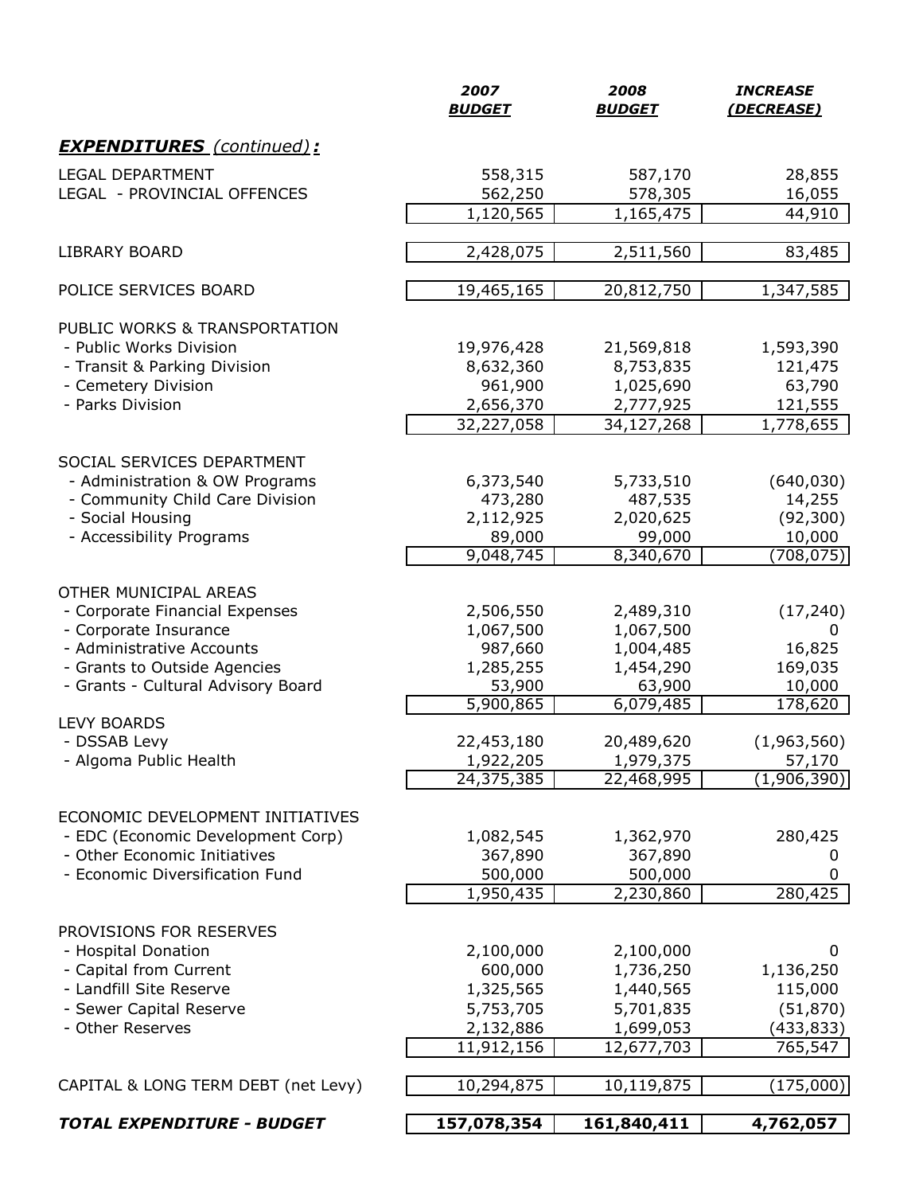| | *2007* **BUDGET** | *2008* **BUDGET** | *INCREASE* **(DECREASE)** |
|---|---|---|---|
| ***EXPENDITURES** (continued)**:*** | | | |
| LEGAL DEPARTMENT | 558,315 | 587,170 | 28,855 |
| LEGAL - PROVINCIAL OFFENCES | 562,250 | 578,305 | 16,055 |
| | 1,120,565 | 1,165,475 | 44,910 |
| LIBRARY BOARD | 2,428,075 | 2,511,560 | 83,485 |
| POLICE SERVICES BOARD | 19,465,165 | 20,812,750 | 1,347,585 |
| PUBLIC WORKS & TRANSPORTATION | | | |
| - Public Works Division | 19,976,428 | 21,569,818 | 1,593,390 |
| - Transit & Parking Division | 8,632,360 | 8,753,835 | 121,475 |
| - Cemetery Division | 961,900 | 1,025,690 | 63,790 |
| - Parks Division | 2,656,370 | 2,777,925 | 121,555 |
| | 32,227,058 | 34,127,268 | 1,778,655 |
| SOCIAL SERVICES DEPARTMENT | | | |
| - Administration & OW Programs | 6,373,540 | 5,733,510 | (640,030) |
| - Community Child Care Division | 473,280 | 487,535 | 14,255 |
| - Social Housing | 2,112,925 | 2,020,625 | (92,300) |
| - Accessibility Programs | 89,000 | 99,000 | 10,000 |
| | 9,048,745 | 8,340,670 | (708,075) |
| OTHER MUNICIPAL AREAS | | | |
| - Corporate Financial Expenses | 2,506,550 | 2,489,310 | (17,240) |
| - Corporate Insurance | 1,067,500 | 1,067,500 | 0 |
| - Administrative Accounts | 987,660 | 1,004,485 | 16,825 |
| - Grants to Outside Agencies | 1,285,255 | 1,454,290 | 169,035 |
| - Grants - Cultural Advisory Board | 53,900 | 63,900 | 10,000 |
| | 5,900,865 | 6,079,485 | 178,620 |
| LEVY BOARDS | | | |
| - DSSAB Levy | 22,453,180 | 20,489,620 | (1,963,560) |
| - Algoma Public Health | 1,922,205 | 1,979,375 | 57,170 |
| | 24,375,385 | 22,468,995 | (1,906,390) |
| ECONOMIC DEVELOPMENT INITIATIVES | | | |
| - EDC (Economic Development Corp) | 1,082,545 | 1,362,970 | 280,425 |
| - Other Economic Initiatives | 367,890 | 367,890 | 0 |
| - Economic Diversification Fund | 500,000 | 500,000 | 0 |
| | 1,950,435 | 2,230,860 | 280,425 |
| PROVISIONS FOR RESERVES | | | |
| - Hospital Donation | 2,100,000 | 2,100,000 | 0 |
| - Capital from Current | 600,000 | 1,736,250 | 1,136,250 |
| - Landfill Site Reserve | 1,325,565 | 1,440,565 | 115,000 |
| - Sewer Capital Reserve | 5,753,705 | 5,701,835 | (51,870) |
| - Other Reserves | 2,132,886 | 1,699,053 | (433,833) |
| | 11,912,156 | 12,677,703 | 765,547 |
| CAPITAL & LONG TERM DEBT (net Levy) | 10,294,875 | 10,119,875 | (175,000) |
| ***TOTAL EXPENDITURE - BUDGET*** | **157,078,354** | **161,840,411** | **4,762,057** |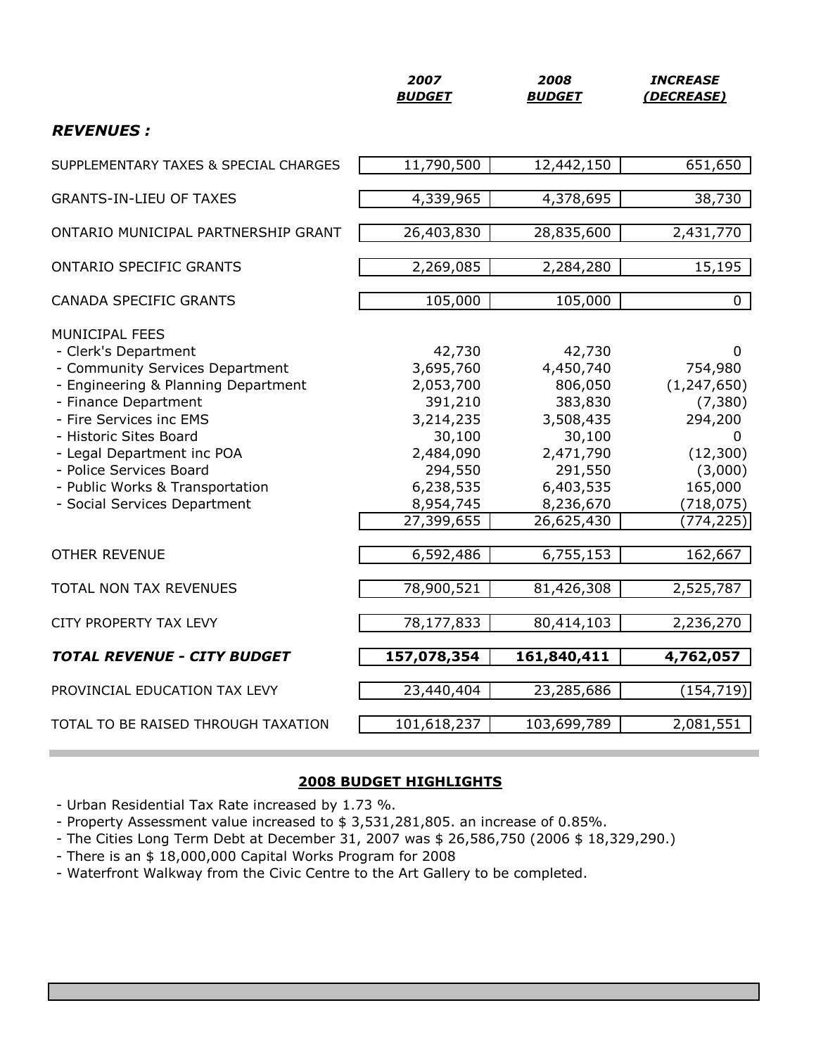| | 2007 BUDGET | 2008 BUDGET | INCREASE (DECREASE) |
|---|---|---|---|
| ***REVENUES :*** | | | |
| SUPPLEMENTARY TAXES & SPECIAL CHARGES | 11,790,500 | 12,442,150 | 651,650 |
| GRANTS-IN-LIEU OF TAXES | 4,339,965 | 4,378,695 | 38,730 |
| ONTARIO MUNICIPAL PARTNERSHIP GRANT | 26,403,830 | 28,835,600 | 2,431,770 |
| ONTARIO SPECIFIC GRANTS | 2,269,085 | 2,284,280 | 15,195 |
| CANADA SPECIFIC GRANTS | 105,000 | 105,000 | 0 |
| MUNICIPAL FEES | | | |
| - Clerk's Department | 42,730 | 42,730 | 0 |
| - Community Services Department | 3,695,760 | 4,450,740 | 754,980 |
| - Engineering & Planning Department | 2,053,700 | 806,050 | (1,247,650) |
| - Finance Department | 391,210 | 383,830 | (7,380) |
| - Fire Services inc EMS | 3,214,235 | 3,508,435 | 294,200 |
| - Historic Sites Board | 30,100 | 30,100 | 0 |
| - Legal Department inc POA | 2,484,090 | 2,471,790 | (12,300) |
| - Police Services Board | 294,550 | 291,550 | (3,000) |
| - Public Works & Transportation | 6,238,535 | 6,403,535 | 165,000 |
| - Social Services Department | 8,954,745 | 8,236,670 | (718,075) |
| | 27,399,655 | 26,625,430 | (774,225) |
| OTHER REVENUE | 6,592,486 | 6,755,153 | 162,667 |
| TOTAL NON TAX REVENUES | 78,900,521 | 81,426,308 | 2,525,787 |
| CITY PROPERTY TAX LEVY | 78,177,833 | 80,414,103 | 2,236,270 |
| ***TOTAL REVENUE - CITY BUDGET*** | **157,078,354** | **161,840,411** | **4,762,057** |
| PROVINCIAL EDUCATION TAX LEVY | 23,440,404 | 23,285,686 | (154,719) |
| TOTAL TO BE RAISED THROUGH TAXATION | 101,618,237 | 103,699,789 | 2,081,551 |

## 2008 BUDGET HIGHLIGHTS

- Urban Residential Tax Rate increased by 1.73 %.
- Property Assessment value increased to $ 3,531,281,805. an increase of 0.85%.
- The Cities Long Term Debt at December 31, 2007 was $ 26,586,750 (2006 $ 18,329,290.)
- There is an $ 18,000,000 Capital Works Program for 2008
- Waterfront Walkway from the Civic Centre to the Art Gallery to be completed.